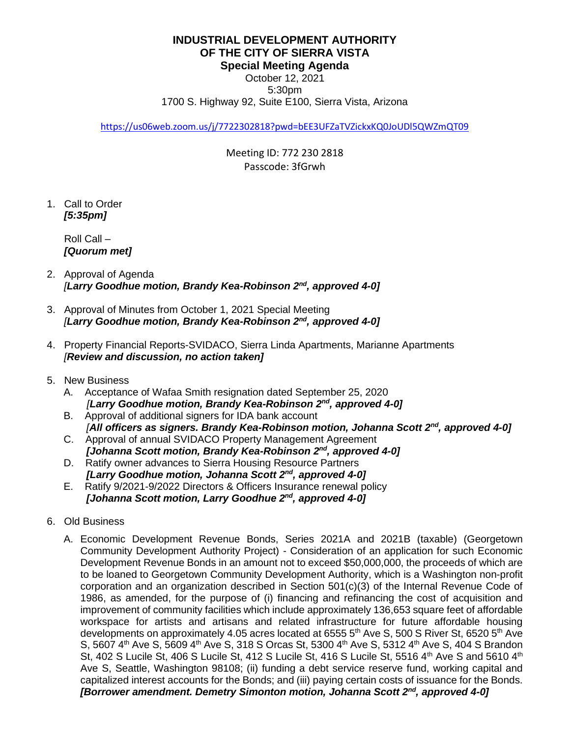# INDUSTRIAL DEVELOPMENT AUTHORITY OF THE CITY OF SIERRA VISTA

## Special Meeting Agenda

October 12, 2021
5:30pm
1700 S. Highway 92, Suite E100, Sierra Vista, Arizona

https://us06web.zoom.us/j/7722302818?pwd=bEE3UFZaTVZickxKQ0JoUDl5QWZmQT09

Meeting ID: 772 230 2818
Passcode: 3fGrwh

1. Call to Order
   ***[5:35pm]***

   Roll Call –
   ***[Quorum met]***

2. Approval of Agenda
   ***[Larry Goodhue motion, Brandy Kea-Robinson 2nd, approved 4-0]***

3. Approval of Minutes from October 1, 2021 Special Meeting
   ***[Larry Goodhue motion, Brandy Kea-Robinson 2nd, approved 4-0]***

4. Property Financial Reports-SVIDACO, Sierra Linda Apartments, Marianne Apartments
   ***[Review and discussion, no action taken]***

5. New Business
   A. Acceptance of Wafaa Smith resignation dated September 25, 2020
      ***[Larry Goodhue motion, Brandy Kea-Robinson 2nd, approved 4-0]***
   B. Approval of additional signers for IDA bank account
      ***[All officers as signers. Brandy Kea-Robinson motion, Johanna Scott 2nd, approved 4-0]***
   C. Approval of annual SVIDACO Property Management Agreement
      ***[Johanna Scott motion, Brandy Kea-Robinson 2nd, approved 4-0]***
   D. Ratify owner advances to Sierra Housing Resource Partners
      ***[Larry Goodhue motion, Johanna Scott 2nd, approved 4-0]***
   E. Ratify 9/2021-9/2022 Directors & Officers Insurance renewal policy
      ***[Johanna Scott motion, Larry Goodhue 2nd, approved 4-0]***

6. Old Business

   A. Economic Development Revenue Bonds, Series 2021A and 2021B (taxable) (Georgetown Community Development Authority Project) - Consideration of an application for such Economic Development Revenue Bonds in an amount not to exceed $50,000,000, the proceeds of which are to be loaned to Georgetown Community Development Authority, which is a Washington non-profit corporation and an organization described in Section 501(c)(3) of the Internal Revenue Code of 1986, as amended, for the purpose of (i) financing and refinancing the cost of acquisition and improvement of community facilities which include approximately 136,653 square feet of affordable workspace for artists and artisans and related infrastructure for future affordable housing developments on approximately 4.05 acres located at 6555 5th Ave S, 500 S River St, 6520 5th Ave S, 5607 4th Ave S, 5609 4th Ave S, 318 S Orcas St, 5300 4th Ave S, 5312 4th Ave S, 404 S Brandon St, 402 S Lucile St, 406 S Lucile St, 412 S Lucile St, 416 S Lucile St, 5516 4th Ave S and 5610 4th Ave S, Seattle, Washington 98108; (ii) funding a debt service reserve fund, working capital and capitalized interest accounts for the Bonds; and (iii) paying certain costs of issuance for the Bonds.
      ***[Borrower amendment. Demetry Simonton motion, Johanna Scott 2nd, approved 4-0]***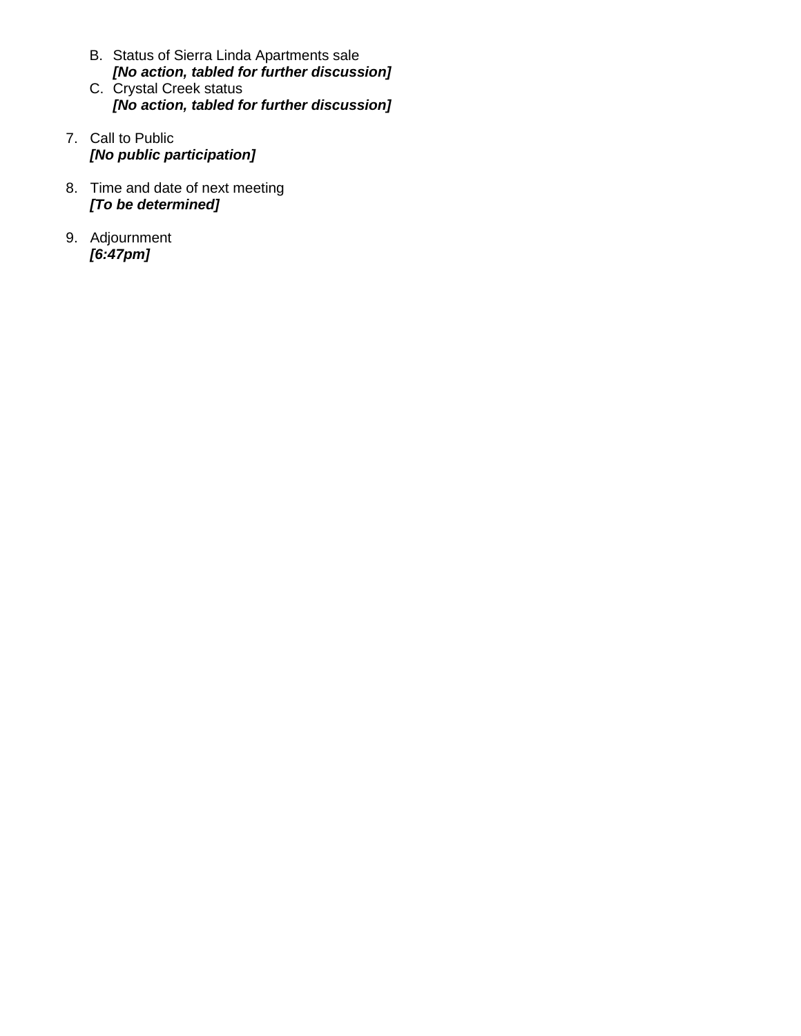B. Status of Sierra Linda Apartments sale
   ***[No action, tabled for further discussion]***
C. Crystal Creek status
   ***[No action, tabled for further discussion]***

7. Call to Public
   ***[No public participation]***

8. Time and date of next meeting
   ***[To be determined]***

9. Adjournment
   ***[6:47pm]***